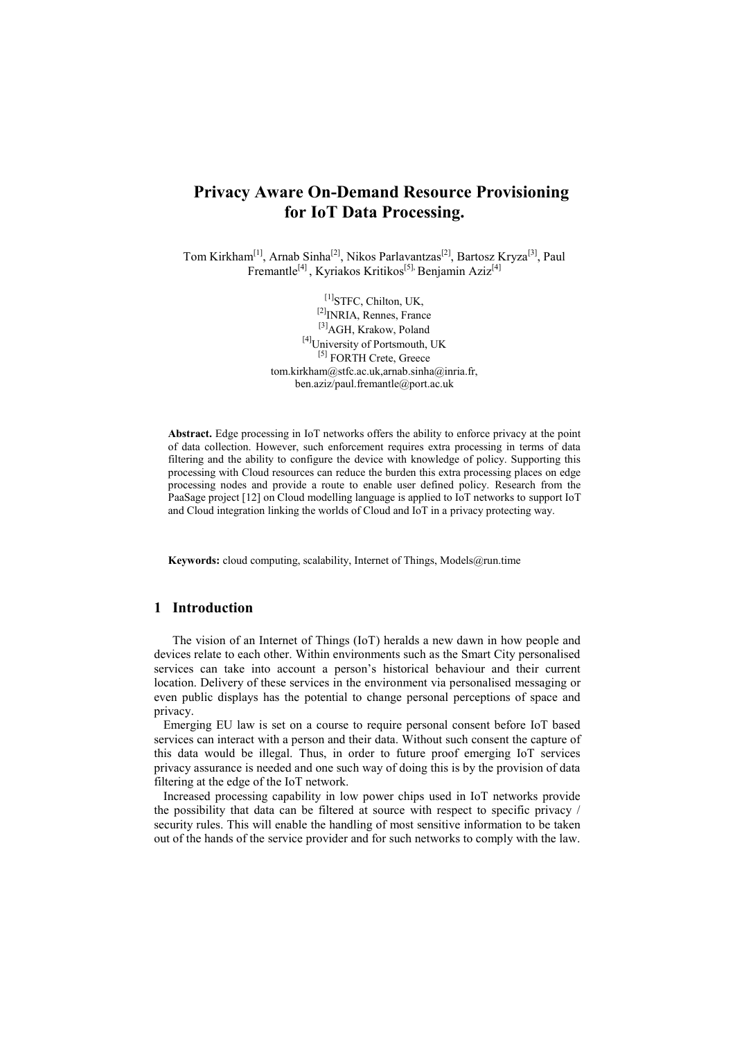# Privacy Aware On-Demand Resource Provisioning for IoT Data Processing.

Tom Kirkham[1], Arnab Sinha[2], Nikos Parlavantzas[2], Bartosz Kryza[3], Paul Fremantle[4] , Kyriakos Kritikos[5], Benjamin Aziz[4]

[1]STFC, Chilton, UK,
[2]INRIA, Rennes, France
[3]AGH, Krakow, Poland
[4]University of Portsmouth, UK
[5] FORTH Crete, Greece
tom.kirkham@stfc.ac.uk,arnab.sinha@inria.fr,
ben.aziz/paul.fremantle@port.ac.uk

**Abstract.** Edge processing in IoT networks offers the ability to enforce privacy at the point of data collection. However, such enforcement requires extra processing in terms of data filtering and the ability to configure the device with knowledge of policy. Supporting this processing with Cloud resources can reduce the burden this extra processing places on edge processing nodes and provide a route to enable user defined policy. Research from the PaaSage project [12] on Cloud modelling language is applied to IoT networks to support IoT and Cloud integration linking the worlds of Cloud and IoT in a privacy protecting way.

**Keywords:** cloud computing, scalability, Internet of Things, Models@run.time

## 1 Introduction

The vision of an Internet of Things (IoT) heralds a new dawn in how people and devices relate to each other. Within environments such as the Smart City personalised services can take into account a person's historical behaviour and their current location. Delivery of these services in the environment via personalised messaging or even public displays has the potential to change personal perceptions of space and privacy.

Emerging EU law is set on a course to require personal consent before IoT based services can interact with a person and their data. Without such consent the capture of this data would be illegal. Thus, in order to future proof emerging IoT services privacy assurance is needed and one such way of doing this is by the provision of data filtering at the edge of the IoT network.

Increased processing capability in low power chips used in IoT networks provide the possibility that data can be filtered at source with respect to specific privacy / security rules. This will enable the handling of most sensitive information to be taken out of the hands of the service provider and for such networks to comply with the law.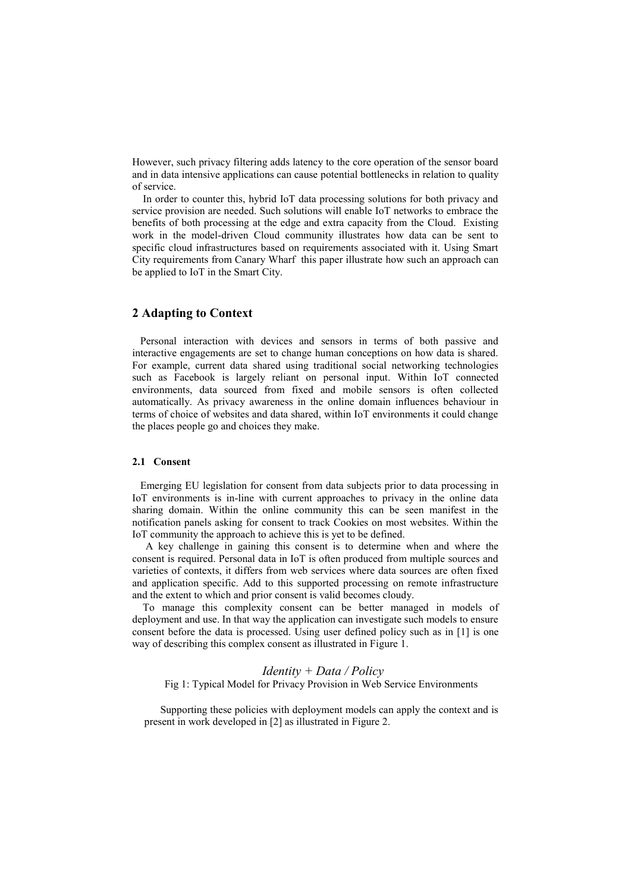However, such privacy filtering adds latency to the core operation of the sensor board and in data intensive applications can cause potential bottlenecks in relation to quality of service.

In order to counter this, hybrid IoT data processing solutions for both privacy and service provision are needed. Such solutions will enable IoT networks to embrace the benefits of both processing at the edge and extra capacity from the Cloud. Existing work in the model-driven Cloud community illustrates how data can be sent to specific cloud infrastructures based on requirements associated with it. Using Smart City requirements from Canary Wharf this paper illustrate how such an approach can be applied to IoT in the Smart City.

## 2 Adapting to Context

Personal interaction with devices and sensors in terms of both passive and interactive engagements are set to change human conceptions on how data is shared. For example, current data shared using traditional social networking technologies such as Facebook is largely reliant on personal input. Within IoT connected environments, data sourced from fixed and mobile sensors is often collected automatically. As privacy awareness in the online domain influences behaviour in terms of choice of websites and data shared, within IoT environments it could change the places people go and choices they make.

### 2.1 Consent

Emerging EU legislation for consent from data subjects prior to data processing in IoT environments is in-line with current approaches to privacy in the online data sharing domain. Within the online community this can be seen manifest in the notification panels asking for consent to track Cookies on most websites. Within the IoT community the approach to achieve this is yet to be defined.

A key challenge in gaining this consent is to determine when and where the consent is required. Personal data in IoT is often produced from multiple sources and varieties of contexts, it differs from web services where data sources are often fixed and application specific. Add to this supported processing on remote infrastructure and the extent to which and prior consent is valid becomes cloudy.

To manage this complexity consent can be better managed in models of deployment and use. In that way the application can investigate such models to ensure consent before the data is processed. Using user defined policy such as in [1] is one way of describing this complex consent as illustrated in Figure 1.

*Identity + Data / Policy*

Fig 1: Typical Model for Privacy Provision in Web Service Environments

Supporting these policies with deployment models can apply the context and is present in work developed in [2] as illustrated in Figure 2.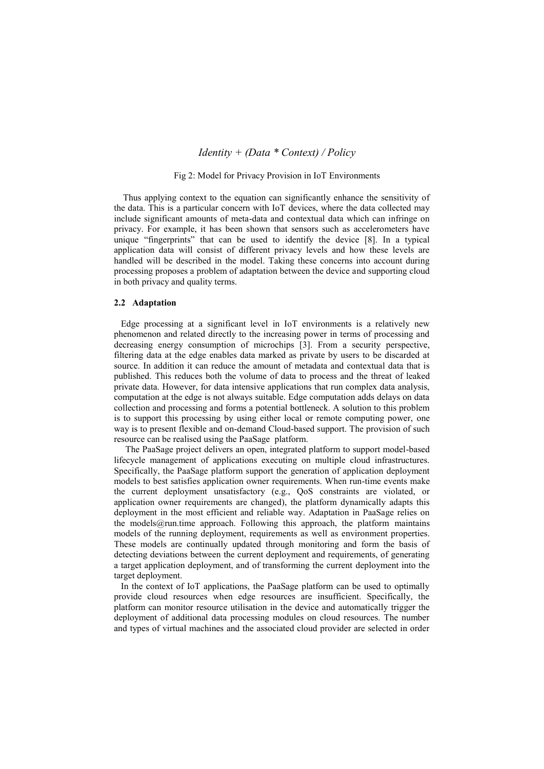*Identity + (Data * Context) / Policy*

Fig 2: Model for Privacy Provision in IoT Environments

Thus applying context to the equation can significantly enhance the sensitivity of the data. This is a particular concern with IoT devices, where the data collected may include significant amounts of meta-data and contextual data which can infringe on privacy. For example, it has been shown that sensors such as accelerometers have unique "fingerprints" that can be used to identify the device [8]. In a typical application data will consist of different privacy levels and how these levels are handled will be described in the model. Taking these concerns into account during processing proposes a problem of adaptation between the device and supporting cloud in both privacy and quality terms.

### 2.2 Adaptation

Edge processing at a significant level in IoT environments is a relatively new phenomenon and related directly to the increasing power in terms of processing and decreasing energy consumption of microchips [3]. From a security perspective, filtering data at the edge enables data marked as private by users to be discarded at source. In addition it can reduce the amount of metadata and contextual data that is published. This reduces both the volume of data to process and the threat of leaked private data. However, for data intensive applications that run complex data analysis, computation at the edge is not always suitable. Edge computation adds delays on data collection and processing and forms a potential bottleneck. A solution to this problem is to support this processing by using either local or remote computing power, one way is to present flexible and on-demand Cloud-based support. The provision of such resource can be realised using the PaaSage platform.

The PaaSage project delivers an open, integrated platform to support model-based lifecycle management of applications executing on multiple cloud infrastructures. Specifically, the PaaSage platform support the generation of application deployment models to best satisfies application owner requirements. When run-time events make the current deployment unsatisfactory (e.g., QoS constraints are violated, or application owner requirements are changed), the platform dynamically adapts this deployment in the most efficient and reliable way. Adaptation in PaaSage relies on the models@run.time approach. Following this approach, the platform maintains models of the running deployment, requirements as well as environment properties. These models are continually updated through monitoring and form the basis of detecting deviations between the current deployment and requirements, of generating a target application deployment, and of transforming the current deployment into the target deployment.

In the context of IoT applications, the PaaSage platform can be used to optimally provide cloud resources when edge resources are insufficient. Specifically, the platform can monitor resource utilisation in the device and automatically trigger the deployment of additional data processing modules on cloud resources. The number and types of virtual machines and the associated cloud provider are selected in order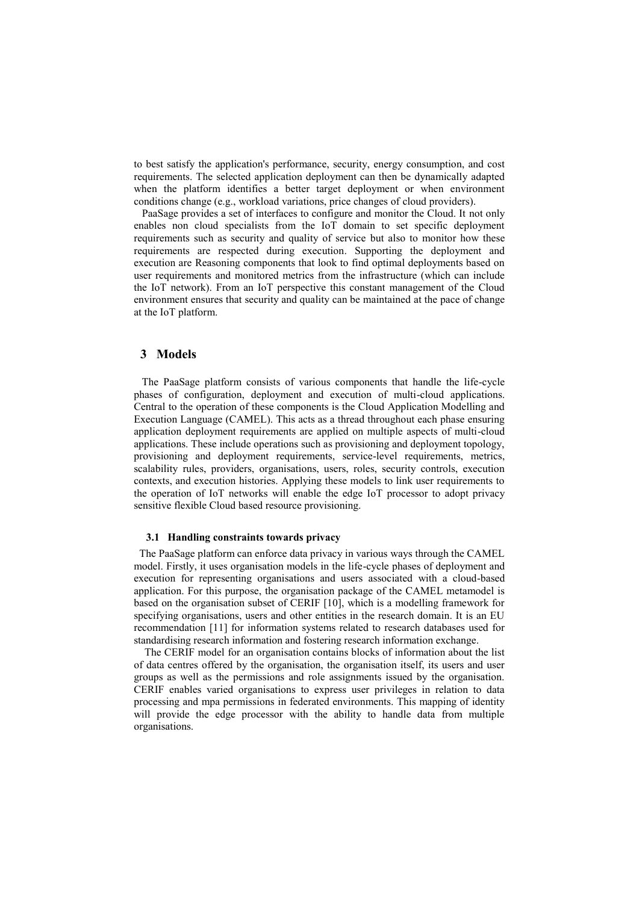to best satisfy the application's performance, security, energy consumption, and cost requirements. The selected application deployment can then be dynamically adapted when the platform identifies a better target deployment or when environment conditions change (e.g., workload variations, price changes of cloud providers).

PaaSage provides a set of interfaces to configure and monitor the Cloud. It not only enables non cloud specialists from the IoT domain to set specific deployment requirements such as security and quality of service but also to monitor how these requirements are respected during execution. Supporting the deployment and execution are Reasoning components that look to find optimal deployments based on user requirements and monitored metrics from the infrastructure (which can include the IoT network). From an IoT perspective this constant management of the Cloud environment ensures that security and quality can be maintained at the pace of change at the IoT platform.

## 3 Models

The PaaSage platform consists of various components that handle the life-cycle phases of configuration, deployment and execution of multi-cloud applications. Central to the operation of these components is the Cloud Application Modelling and Execution Language (CAMEL). This acts as a thread throughout each phase ensuring application deployment requirements are applied on multiple aspects of multi-cloud applications. These include operations such as provisioning and deployment topology, provisioning and deployment requirements, service-level requirements, metrics, scalability rules, providers, organisations, users, roles, security controls, execution contexts, and execution histories. Applying these models to link user requirements to the operation of IoT networks will enable the edge IoT processor to adopt privacy sensitive flexible Cloud based resource provisioning.

### 3.1 Handling constraints towards privacy

The PaaSage platform can enforce data privacy in various ways through the CAMEL model. Firstly, it uses organisation models in the life-cycle phases of deployment and execution for representing organisations and users associated with a cloud-based application. For this purpose, the organisation package of the CAMEL metamodel is based on the organisation subset of CERIF [10], which is a modelling framework for specifying organisations, users and other entities in the research domain. It is an EU recommendation [11] for information systems related to research databases used for standardising research information and fostering research information exchange.

The CERIF model for an organisation contains blocks of information about the list of data centres offered by the organisation, the organisation itself, its users and user groups as well as the permissions and role assignments issued by the organisation. CERIF enables varied organisations to express user privileges in relation to data processing and mpa permissions in federated environments. This mapping of identity will provide the edge processor with the ability to handle data from multiple organisations.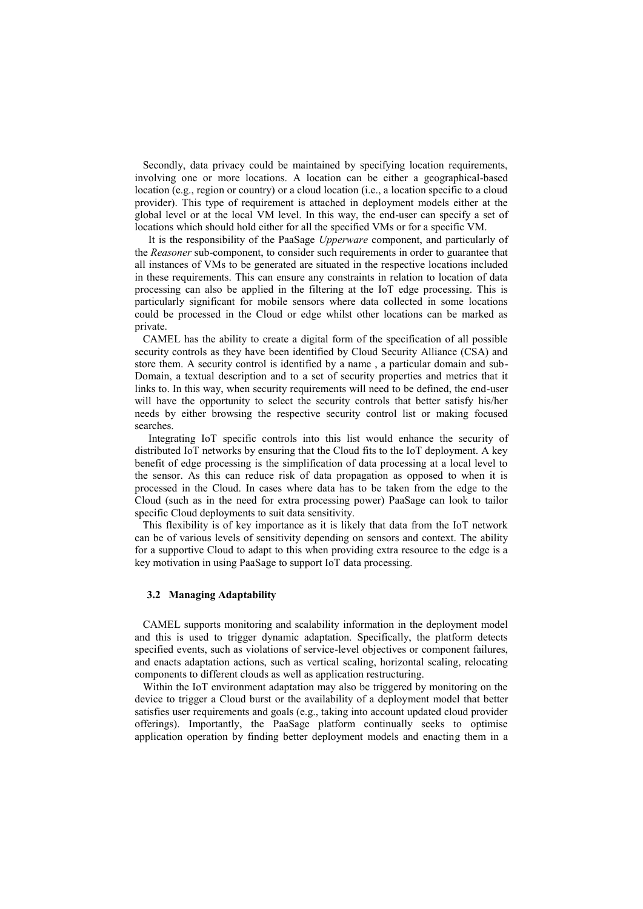Secondly, data privacy could be maintained by specifying location requirements, involving one or more locations. A location can be either a geographical-based location (e.g., region or country) or a cloud location (i.e., a location specific to a cloud provider). This type of requirement is attached in deployment models either at the global level or at the local VM level. In this way, the end-user can specify a set of locations which should hold either for all the specified VMs or for a specific VM.

It is the responsibility of the PaaSage *Upperware* component, and particularly of the *Reasoner* sub-component, to consider such requirements in order to guarantee that all instances of VMs to be generated are situated in the respective locations included in these requirements. This can ensure any constraints in relation to location of data processing can also be applied in the filtering at the IoT edge processing. This is particularly significant for mobile sensors where data collected in some locations could be processed in the Cloud or edge whilst other locations can be marked as private.

CAMEL has the ability to create a digital form of the specification of all possible security controls as they have been identified by Cloud Security Alliance (CSA) and store them. A security control is identified by a name , a particular domain and sub-Domain, a textual description and to a set of security properties and metrics that it links to. In this way, when security requirements will need to be defined, the end-user will have the opportunity to select the security controls that better satisfy his/her needs by either browsing the respective security control list or making focused searches.

Integrating IoT specific controls into this list would enhance the security of distributed IoT networks by ensuring that the Cloud fits to the IoT deployment. A key benefit of edge processing is the simplification of data processing at a local level to the sensor. As this can reduce risk of data propagation as opposed to when it is processed in the Cloud. In cases where data has to be taken from the edge to the Cloud (such as in the need for extra processing power) PaaSage can look to tailor specific Cloud deployments to suit data sensitivity.

This flexibility is of key importance as it is likely that data from the IoT network can be of various levels of sensitivity depending on sensors and context. The ability for a supportive Cloud to adapt to this when providing extra resource to the edge is a key motivation in using PaaSage to support IoT data processing.

### 3.2 Managing Adaptability

CAMEL supports monitoring and scalability information in the deployment model and this is used to trigger dynamic adaptation. Specifically, the platform detects specified events, such as violations of service-level objectives or component failures, and enacts adaptation actions, such as vertical scaling, horizontal scaling, relocating components to different clouds as well as application restructuring.

Within the IoT environment adaptation may also be triggered by monitoring on the device to trigger a Cloud burst or the availability of a deployment model that better satisfies user requirements and goals (e.g., taking into account updated cloud provider offerings). Importantly, the PaaSage platform continually seeks to optimise application operation by finding better deployment models and enacting them in a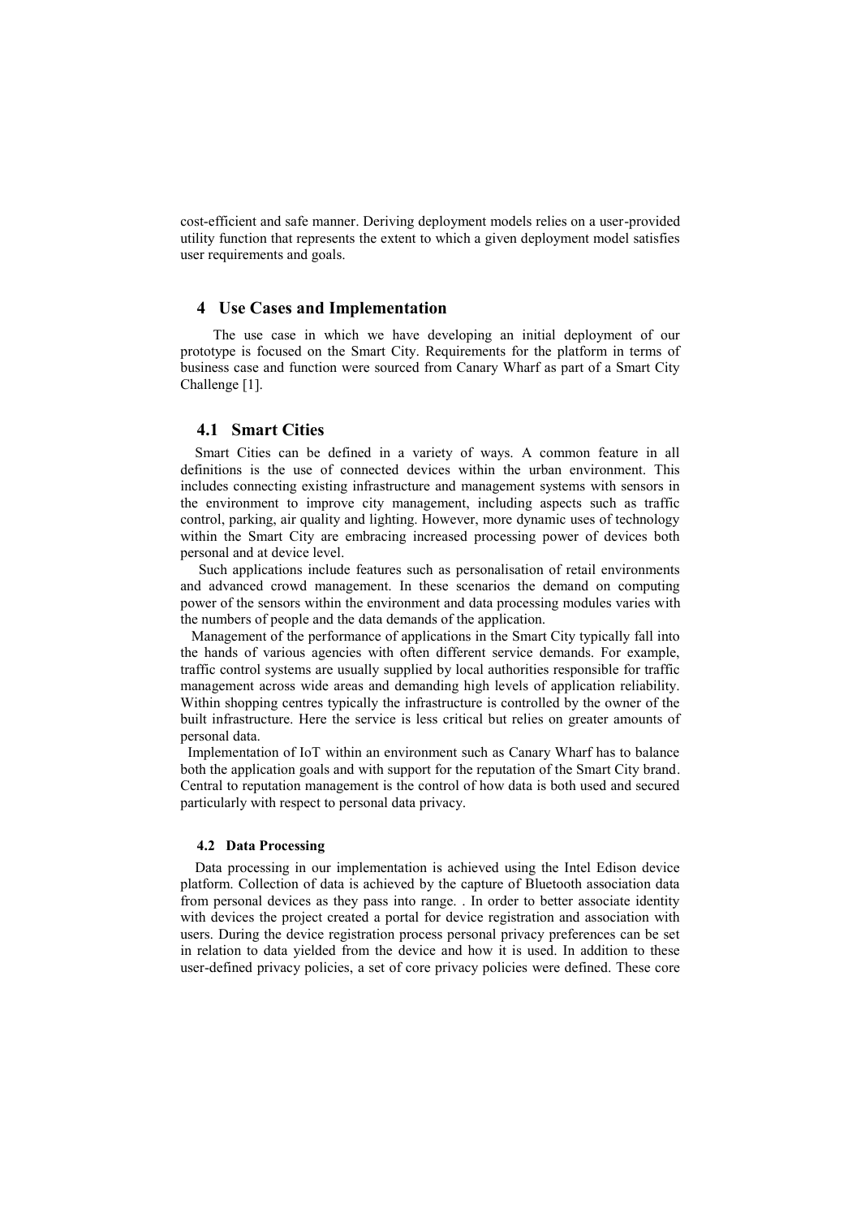cost-efficient and safe manner. Deriving deployment models relies on a user-provided utility function that represents the extent to which a given deployment model satisfies user requirements and goals.

## 4 Use Cases and Implementation

The use case in which we have developing an initial deployment of our prototype is focused on the Smart City. Requirements for the platform in terms of business case and function were sourced from Canary Wharf as part of a Smart City Challenge [1].

### 4.1 Smart Cities

Smart Cities can be defined in a variety of ways. A common feature in all definitions is the use of connected devices within the urban environment. This includes connecting existing infrastructure and management systems with sensors in the environment to improve city management, including aspects such as traffic control, parking, air quality and lighting. However, more dynamic uses of technology within the Smart City are embracing increased processing power of devices both personal and at device level.

Such applications include features such as personalisation of retail environments and advanced crowd management. In these scenarios the demand on computing power of the sensors within the environment and data processing modules varies with the numbers of people and the data demands of the application.

Management of the performance of applications in the Smart City typically fall into the hands of various agencies with often different service demands. For example, traffic control systems are usually supplied by local authorities responsible for traffic management across wide areas and demanding high levels of application reliability. Within shopping centres typically the infrastructure is controlled by the owner of the built infrastructure. Here the service is less critical but relies on greater amounts of personal data.

Implementation of IoT within an environment such as Canary Wharf has to balance both the application goals and with support for the reputation of the Smart City brand. Central to reputation management is the control of how data is both used and secured particularly with respect to personal data privacy.

#### 4.2 Data Processing

Data processing in our implementation is achieved using the Intel Edison device platform. Collection of data is achieved by the capture of Bluetooth association data from personal devices as they pass into range. . In order to better associate identity with devices the project created a portal for device registration and association with users. During the device registration process personal privacy preferences can be set in relation to data yielded from the device and how it is used. In addition to these user-defined privacy policies, a set of core privacy policies were defined. These core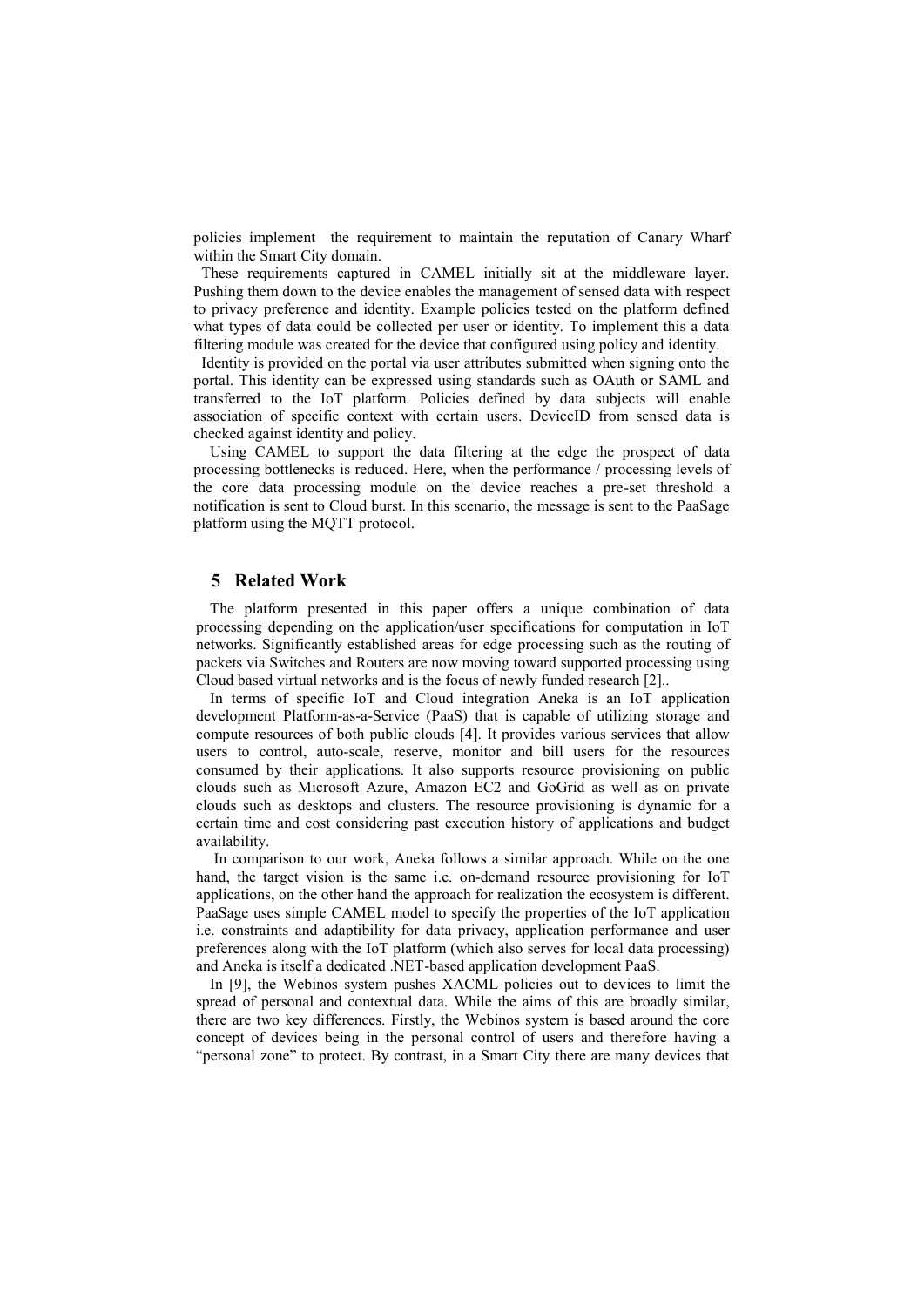policies implement the requirement to maintain the reputation of Canary Wharf within the Smart City domain.

These requirements captured in CAMEL initially sit at the middleware layer. Pushing them down to the device enables the management of sensed data with respect to privacy preference and identity. Example policies tested on the platform defined what types of data could be collected per user or identity. To implement this a data filtering module was created for the device that configured using policy and identity.

Identity is provided on the portal via user attributes submitted when signing onto the portal. This identity can be expressed using standards such as OAuth or SAML and transferred to the IoT platform. Policies defined by data subjects will enable association of specific context with certain users. DeviceID from sensed data is checked against identity and policy.

Using CAMEL to support the data filtering at the edge the prospect of data processing bottlenecks is reduced. Here, when the performance / processing levels of the core data processing module on the device reaches a pre-set threshold a notification is sent to Cloud burst. In this scenario, the message is sent to the PaaSage platform using the MQTT protocol.

## 5 Related Work

The platform presented in this paper offers a unique combination of data processing depending on the application/user specifications for computation in IoT networks. Significantly established areas for edge processing such as the routing of packets via Switches and Routers are now moving toward supported processing using Cloud based virtual networks and is the focus of newly funded research [2]..

In terms of specific IoT and Cloud integration Aneka is an IoT application development Platform-as-a-Service (PaaS) that is capable of utilizing storage and compute resources of both public clouds [4]. It provides various services that allow users to control, auto-scale, reserve, monitor and bill users for the resources consumed by their applications. It also supports resource provisioning on public clouds such as Microsoft Azure, Amazon EC2 and GoGrid as well as on private clouds such as desktops and clusters. The resource provisioning is dynamic for a certain time and cost considering past execution history of applications and budget availability.

In comparison to our work, Aneka follows a similar approach. While on the one hand, the target vision is the same i.e. on-demand resource provisioning for IoT applications, on the other hand the approach for realization the ecosystem is different. PaaSage uses simple CAMEL model to specify the properties of the IoT application i.e. constraints and adaptibility for data privacy, application performance and user preferences along with the IoT platform (which also serves for local data processing) and Aneka is itself a dedicated .NET-based application development PaaS.

In [9], the Webinos system pushes XACML policies out to devices to limit the spread of personal and contextual data. While the aims of this are broadly similar, there are two key differences. Firstly, the Webinos system is based around the core concept of devices being in the personal control of users and therefore having a "personal zone" to protect. By contrast, in a Smart City there are many devices that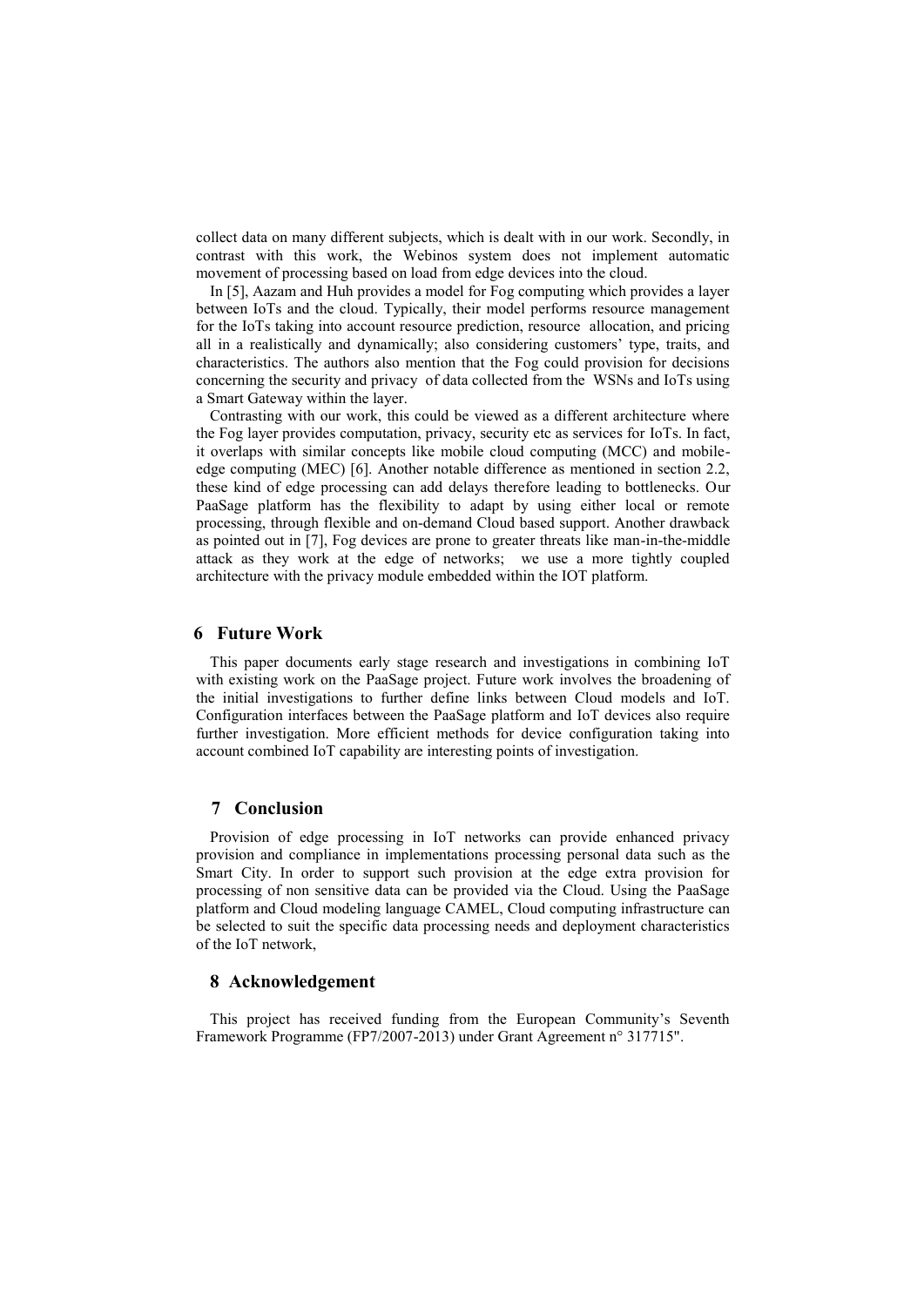collect data on many different subjects, which is dealt with in our work. Secondly, in contrast with this work, the Webinos system does not implement automatic movement of processing based on load from edge devices into the cloud.

In [5], Aazam and Huh provides a model for Fog computing which provides a layer between IoTs and the cloud. Typically, their model performs resource management for the IoTs taking into account resource prediction, resource allocation, and pricing all in a realistically and dynamically; also considering customers' type, traits, and characteristics. The authors also mention that the Fog could provision for decisions concerning the security and privacy of data collected from the WSNs and IoTs using a Smart Gateway within the layer.

Contrasting with our work, this could be viewed as a different architecture where the Fog layer provides computation, privacy, security etc as services for IoTs. In fact, it overlaps with similar concepts like mobile cloud computing (MCC) and mobile-edge computing (MEC) [6]. Another notable difference as mentioned in section 2.2, these kind of edge processing can add delays therefore leading to bottlenecks. Our PaaSage platform has the flexibility to adapt by using either local or remote processing, through flexible and on-demand Cloud based support. Another drawback as pointed out in [7], Fog devices are prone to greater threats like man-in-the-middle attack as they work at the edge of networks; we use a more tightly coupled architecture with the privacy module embedded within the IOT platform.

## 6 Future Work

This paper documents early stage research and investigations in combining IoT with existing work on the PaaSage project. Future work involves the broadening of the initial investigations to further define links between Cloud models and IoT. Configuration interfaces between the PaaSage platform and IoT devices also require further investigation. More efficient methods for device configuration taking into account combined IoT capability are interesting points of investigation.

## 7 Conclusion

Provision of edge processing in IoT networks can provide enhanced privacy provision and compliance in implementations processing personal data such as the Smart City. In order to support such provision at the edge extra provision for processing of non sensitive data can be provided via the Cloud. Using the PaaSage platform and Cloud modeling language CAMEL, Cloud computing infrastructure can be selected to suit the specific data processing needs and deployment characteristics of the IoT network,

## 8 Acknowledgement

This project has received funding from the European Community's Seventh Framework Programme (FP7/2007-2013) under Grant Agreement n° 317715".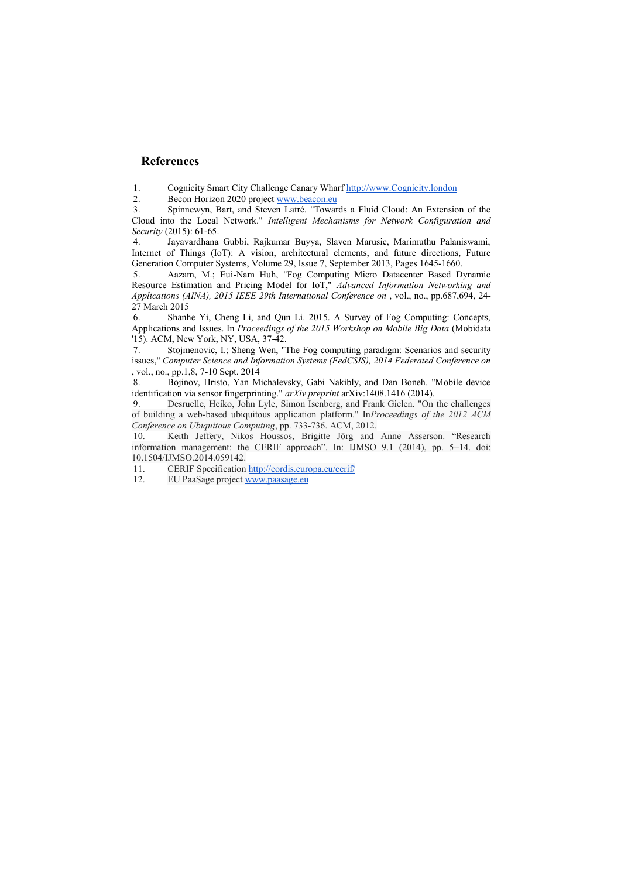## References

1. Cognicity Smart City Challenge Canary Wharf http://www.Cognicity.london
2. Becon Horizon 2020 project www.beacon.eu
3. Spinnewyn, Bart, and Steven Latré. "Towards a Fluid Cloud: An Extension of the Cloud into the Local Network." *Intelligent Mechanisms for Network Configuration and Security* (2015): 61-65.
4. Jayavardhana Gubbi, Rajkumar Buyya, Slaven Marusic, Marimuthu Palaniswami, Internet of Things (IoT): A vision, architectural elements, and future directions, Future Generation Computer Systems, Volume 29, Issue 7, September 2013, Pages 1645-1660.
5. Aazam, M.; Eui-Nam Huh, "Fog Computing Micro Datacenter Based Dynamic Resource Estimation and Pricing Model for IoT," *Advanced Information Networking and Applications (AINA), 2015 IEEE 29th International Conference on* , vol., no., pp.687,694, 24-27 March 2015
6. Shanhe Yi, Cheng Li, and Qun Li. 2015. A Survey of Fog Computing: Concepts, Applications and Issues. In *Proceedings of the 2015 Workshop on Mobile Big Data* (Mobidata '15). ACM, New York, NY, USA, 37-42.
7. Stojmenovic, I.; Sheng Wen, "The Fog computing paradigm: Scenarios and security issues," *Computer Science and Information Systems (FedCSIS), 2014 Federated Conference on* , vol., no., pp.1,8, 7-10 Sept. 2014
8. Bojinov, Hristo, Yan Michalevsky, Gabi Nakibly, and Dan Boneh. "Mobile device identification via sensor fingerprinting." *arXiv preprint* arXiv:1408.1416 (2014).
9. Desruelle, Heiko, John Lyle, Simon Isenberg, and Frank Gielen. "On the challenges of building a web-based ubiquitous application platform." In*Proceedings of the 2012 ACM Conference on Ubiquitous Computing*, pp. 733-736. ACM, 2012.
10. Keith Jeffery, Nikos Houssos, Brigitte Jörg and Anne Asserson. "Research information management: the CERIF approach". In: IJMSO 9.1 (2014), pp. 5–14. doi: 10.1504/IJMSO.2014.059142.
11. CERIF Specification http://cordis.europa.eu/cerif/
12. EU PaaSage project www.paasage.eu